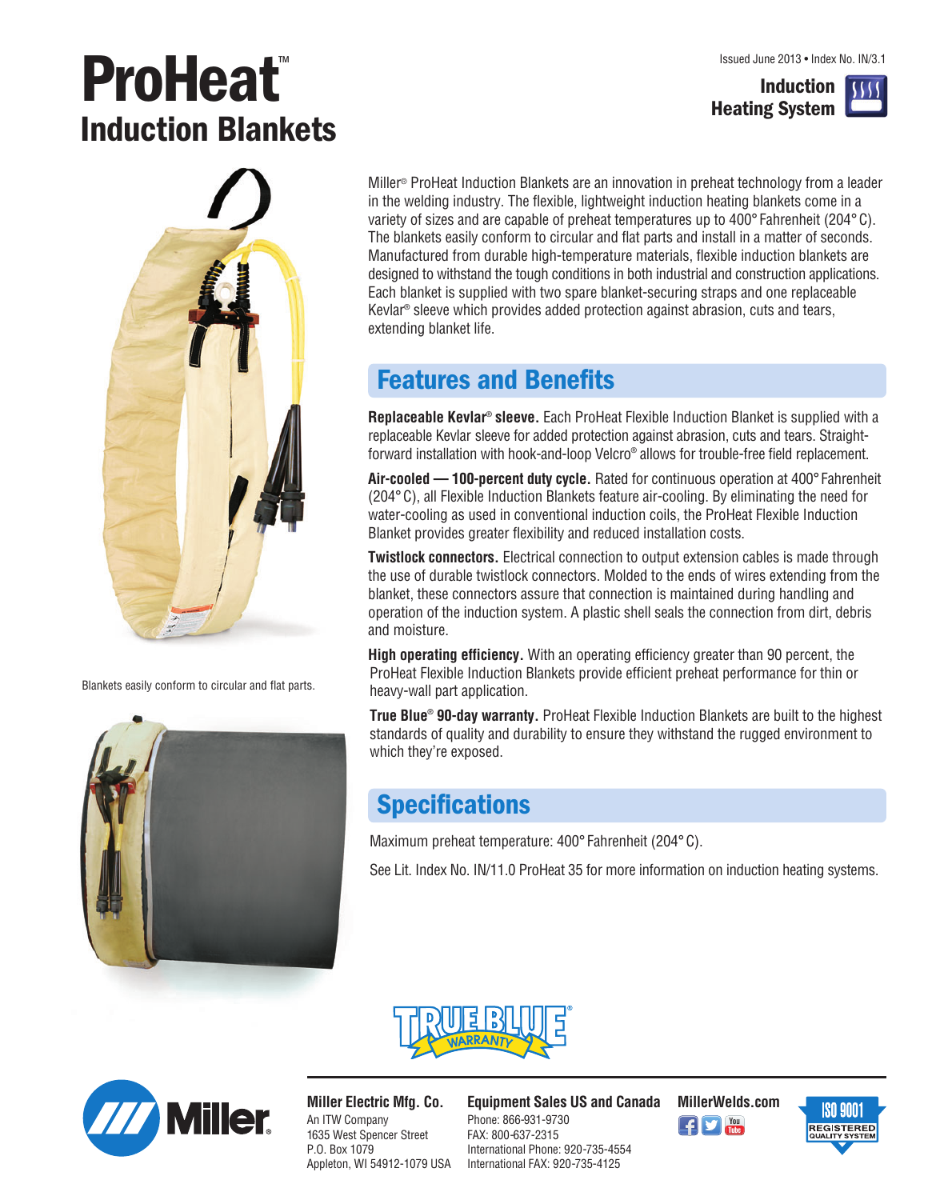Issued June 2013 • Index No. IN/3.1

# ProHeat™ Induction Blankets

**Induction Heating System**

Blankets easily conform to circular and flat parts.

Miller® ProHeat Induction Blankets are an innovation in preheat technology from a leader in the welding industry. The flexible, lightweight induction heating blankets come in a variety of sizes and are capable of preheat temperatures up to 400° Fahrenheit (204° C). The blankets easily conform to circular and flat parts and install in a matter of seconds. Manufactured from durable high-temperature materials, flexible induction blankets are designed to withstand the tough conditions in both industrial and construction applications. Each blanket is supplied with two spare blanket-securing straps and one replaceable Kevlar® sleeve which provides added protection against abrasion, cuts and tears, extending blanket life.

## Features and Benefits

**Replaceable Kevlar® sleeve.** Each ProHeat Flexible Induction Blanket is supplied with a replaceable Kevlar sleeve for added protection against abrasion, cuts and tears. Straight-forward installation with hook-and-loop Velcro® allows for trouble-free field replacement.

**Air-cooled — 100-percent duty cycle.** Rated for continuous operation at 400° Fahrenheit (204° C), all Flexible Induction Blankets feature air-cooling. By eliminating the need for water-cooling as used in conventional induction coils, the ProHeat Flexible Induction Blanket provides greater flexibility and reduced installation costs.

**Twistlock connectors.** Electrical connection to output extension cables is made through the use of durable twistlock connectors. Molded to the ends of wires extending from the blanket, these connectors assure that connection is maintained during handling and operation of the induction system. A plastic shell seals the connection from dirt, debris and moisture.

**High operating efficiency.** With an operating efficiency greater than 90 percent, the ProHeat Flexible Induction Blankets provide efficient preheat performance for thin or heavy-wall part application.

**True Blue® 90-day warranty.** ProHeat Flexible Induction Blankets are built to the highest standards of quality and durability to ensure they withstand the rugged environment to which they're exposed.

## Specifications

Maximum preheat temperature: 400° Fahrenheit (204° C).

See Lit. Index No. IN/11.0 ProHeat 35 for more information on induction heating systems.

TRUE BLUE® WARRANTY

**Miller Electric Mfg. Co.**
An ITW Company
1635 West Spencer Street
P.O. Box 1079
Appleton, WI 54912-1079 USA

**Equipment Sales US and Canada**
Phone: 866-931-9730
FAX: 800-637-2315
International Phone: 920-735-4554
International FAX: 920-735-4125

**MillerWelds.com**

ISO 9001 REGISTERED QUALITY SYSTEM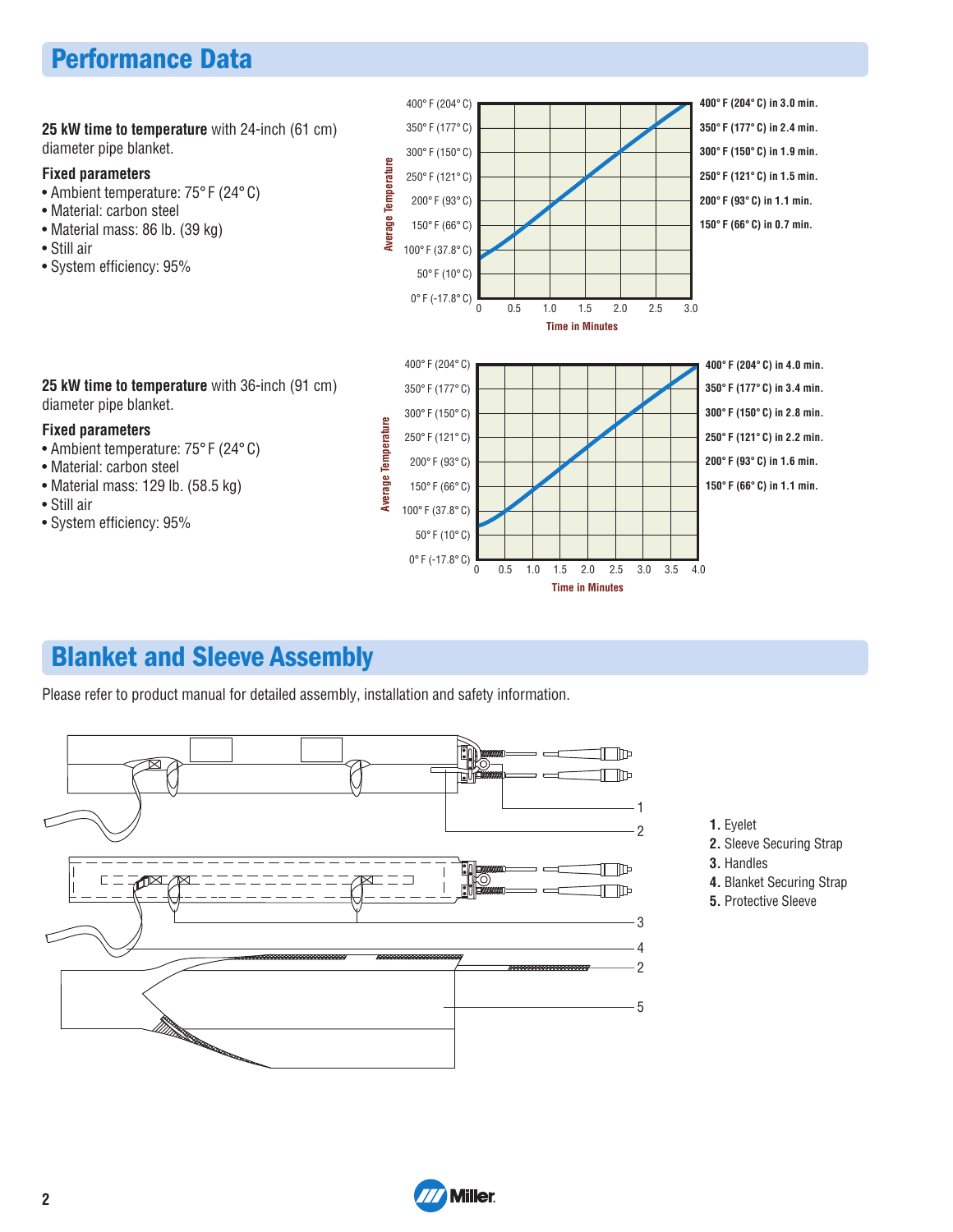## Performance Data

**25 kW time to temperature** with 24-inch (61 cm) diameter pipe blanket.

**Fixed parameters**

- Ambient temperature: 75° F (24° C)
- Material: carbon steel
- Material mass: 86 lb. (39 kg)
- Still air
- System efficiency: 95%

**400° F (204° C) in 3.0 min.**
**350° F (177° C) in 2.4 min.**
**300° F (150° C) in 1.9 min.**
**250° F (121° C) in 1.5 min.**
**200° F (93° C) in 1.1 min.**
**150° F (66° C) in 0.7 min.**

**25 kW time to temperature** with 36-inch (91 cm) diameter pipe blanket.

**Fixed parameters**

- Ambient temperature: 75° F (24° C)
- Material: carbon steel
- Material mass: 129 lb. (58.5 kg)
- Still air
- System efficiency: 95%

**400° F (204° C) in 4.0 min.**
**350° F (177° C) in 3.4 min.**
**300° F (150° C) in 2.8 min.**
**250° F (121° C) in 2.2 min.**
**200° F (93° C) in 1.6 min.**
**150° F (66° C) in 1.1 min.**

## Blanket and Sleeve Assembly

Please refer to product manual for detailed assembly, installation and safety information.

1. Eyelet
2. Sleeve Securing Strap
3. Handles
4. Blanket Securing Strap
5. Protective Sleeve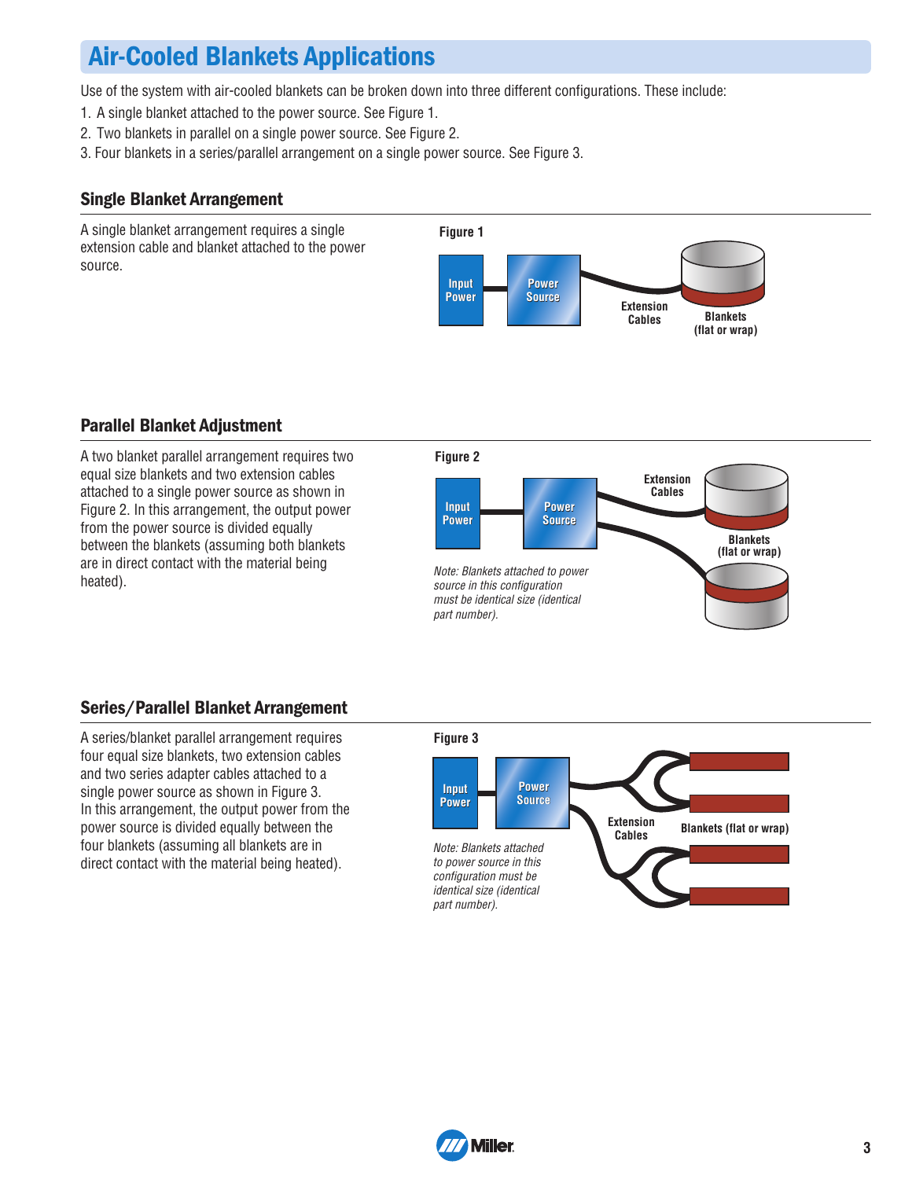# Air-Cooled Blankets Applications

Use of the system with air-cooled blankets can be broken down into three different configurations. These include:

1. A single blanket attached to the power source. See Figure 1.
2. Two blankets in parallel on a single power source. See Figure 2.
3. Four blankets in a series/parallel arrangement on a single power source. See Figure 3.

## Single Blanket Arrangement

A single blanket arrangement requires a single extension cable and blanket attached to the power source.

**Figure 1**

Input Power — Power Source — Extension Cables — Blankets (flat or wrap)

## Parallel Blanket Adjustment

A two blanket parallel arrangement requires two equal size blankets and two extension cables attached to a single power source as shown in Figure 2. In this arrangement, the output power from the power source is divided equally between the blankets (assuming both blankets are in direct contact with the material being heated).

**Figure 2**

Input Power — Power Source — Extension Cables — Blankets (flat or wrap)

*Note: Blankets attached to power source in this configuration must be identical size (identical part number).*

## Series/Parallel Blanket Arrangement

A series/blanket parallel arrangement requires four equal size blankets, two extension cables and two series adapter cables attached to a single power source as shown in Figure 3. In this arrangement, the output power from the power source is divided equally between the four blankets (assuming all blankets are in direct contact with the material being heated).

**Figure 3**

Input Power — Power Source — Extension Cables — Blankets (flat or wrap)

*Note: Blankets attached to power source in this configuration must be identical size (identical part number).*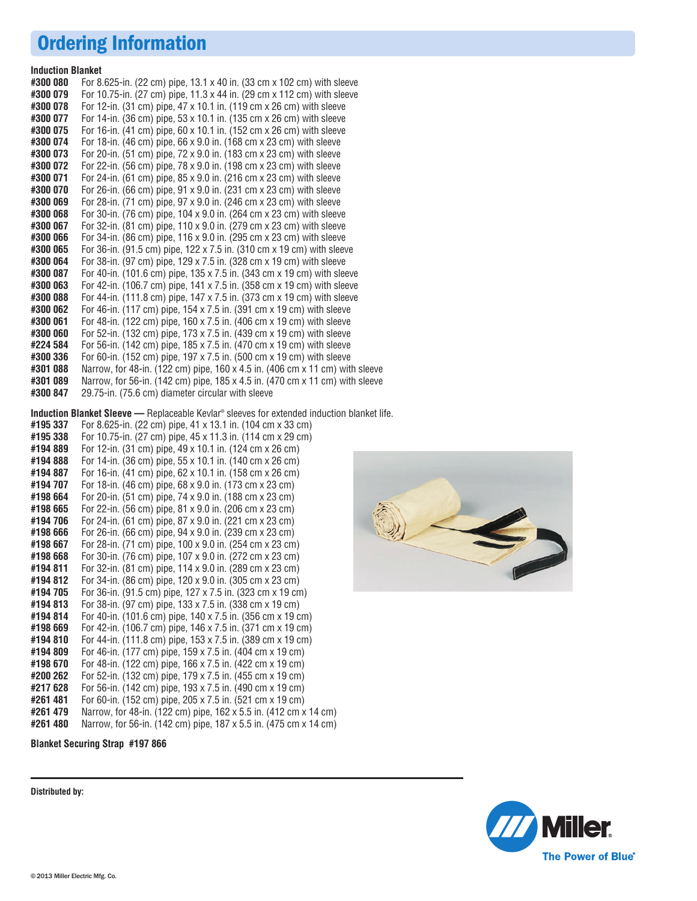## Ordering Information

**Induction Blanket**

**#300 080** For 8.625-in. (22 cm) pipe, 13.1 x 40 in. (33 cm x 102 cm) with sleeve
**#300 079** For 10.75-in. (27 cm) pipe, 11.3 x 44 in. (29 cm x 112 cm) with sleeve
**#300 078** For 12-in. (31 cm) pipe, 47 x 10.1 in. (119 cm x 26 cm) with sleeve
**#300 077** For 14-in. (36 cm) pipe, 53 x 10.1 in. (135 cm x 26 cm) with sleeve
**#300 075** For 16-in. (41 cm) pipe, 60 x 10.1 in. (152 cm x 26 cm) with sleeve
**#300 074** For 18-in. (46 cm) pipe, 66 x 9.0 in. (168 cm x 23 cm) with sleeve
**#300 073** For 20-in. (51 cm) pipe, 72 x 9.0 in. (183 cm x 23 cm) with sleeve
**#300 072** For 22-in. (56 cm) pipe, 78 x 9.0 in. (198 cm x 23 cm) with sleeve
**#300 071** For 24-in. (61 cm) pipe, 85 x 9.0 in. (216 cm x 23 cm) with sleeve
**#300 070** For 26-in. (66 cm) pipe, 91 x 9.0 in. (231 cm x 23 cm) with sleeve
**#300 069** For 28-in. (71 cm) pipe, 97 x 9.0 in. (246 cm x 23 cm) with sleeve
**#300 068** For 30-in. (76 cm) pipe, 104 x 9.0 in. (264 cm x 23 cm) with sleeve
**#300 067** For 32-in. (81 cm) pipe, 110 x 9.0 in. (279 cm x 23 cm) with sleeve
**#300 066** For 34-in. (86 cm) pipe, 116 x 9.0 in. (295 cm x 23 cm) with sleeve
**#300 065** For 36-in. (91.5 cm) pipe, 122 x 7.5 in. (310 cm x 19 cm) with sleeve
**#300 064** For 38-in. (97 cm) pipe, 129 x 7.5 in. (328 cm x 19 cm) with sleeve
**#300 087** For 40-in. (101.6 cm) pipe, 135 x 7.5 in. (343 cm x 19 cm) with sleeve
**#300 063** For 42-in. (106.7 cm) pipe, 141 x 7.5 in. (358 cm x 19 cm) with sleeve
**#300 088** For 44-in. (111.8 cm) pipe, 147 x 7.5 in. (373 cm x 19 cm) with sleeve
**#300 062** For 46-in. (117 cm) pipe, 154 x 7.5 in. (391 cm x 19 cm) with sleeve
**#300 061** For 48-in. (122 cm) pipe, 160 x 7.5 in. (406 cm x 19 cm) with sleeve
**#300 060** For 52-in. (132 cm) pipe, 173 x 7.5 in. (439 cm x 19 cm) with sleeve
**#224 584** For 56-in. (142 cm) pipe, 185 x 7.5 in. (470 cm x 19 cm) with sleeve
**#300 336** For 60-in. (152 cm) pipe, 197 x 7.5 in. (500 cm x 19 cm) with sleeve
**#301 088** Narrow, for 48-in. (122 cm) pipe, 160 x 4.5 in. (406 cm x 11 cm) with sleeve
**#301 089** Narrow, for 56-in. (142 cm) pipe, 185 x 4.5 in. (470 cm x 11 cm) with sleeve
**#300 847** 29.75-in. (75.6 cm) diameter circular with sleeve

**Induction Blanket Sleeve —** Replaceable Kevlar® sleeves for extended induction blanket life.

**#195 337** For 8.625-in. (22 cm) pipe, 41 x 13.1 in. (104 cm x 33 cm)
**#195 338** For 10.75-in. (27 cm) pipe, 45 x 11.3 in. (114 cm x 29 cm)
**#194 889** For 12-in. (31 cm) pipe, 49 x 10.1 in. (124 cm x 26 cm)
**#194 888** For 14-in. (36 cm) pipe, 55 x 10.1 in. (140 cm x 26 cm)
**#194 887** For 16-in. (41 cm) pipe, 62 x 10.1 in. (158 cm x 26 cm)
**#194 707** For 18-in. (46 cm) pipe, 68 x 9.0 in. (173 cm x 23 cm)
**#198 664** For 20-in. (51 cm) pipe, 74 x 9.0 in. (188 cm x 23 cm)
**#198 665** For 22-in. (56 cm) pipe, 81 x 9.0 in. (206 cm x 23 cm)
**#194 706** For 24-in. (61 cm) pipe, 87 x 9.0 in. (221 cm x 23 cm)
**#198 666** For 26-in. (66 cm) pipe, 94 x 9.0 in. (239 cm x 23 cm)
**#198 667** For 28-in. (71 cm) pipe, 100 x 9.0 in. (254 cm x 23 cm)
**#198 668** For 30-in. (76 cm) pipe, 107 x 9.0 in. (272 cm x 23 cm)
**#194 811** For 32-in. (81 cm) pipe, 114 x 9.0 in. (289 cm x 23 cm)
**#194 812** For 34-in. (86 cm) pipe, 120 x 9.0 in. (305 cm x 23 cm)
**#194 705** For 36-in. (91.5 cm) pipe, 127 x 7.5 in. (323 cm x 19 cm)
**#194 813** For 38-in. (97 cm) pipe, 133 x 7.5 in. (338 cm x 19 cm)
**#194 814** For 40-in. (101.6 cm) pipe, 140 x 7.5 in. (356 cm x 19 cm)
**#198 669** For 42-in. (106.7 cm) pipe, 146 x 7.5 in. (371 cm x 19 cm)
**#194 810** For 44-in. (111.8 cm) pipe, 153 x 7.5 in. (389 cm x 19 cm)
**#194 809** For 46-in. (177 cm) pipe, 159 x 7.5 in. (404 cm x 19 cm)
**#198 670** For 48-in. (122 cm) pipe, 166 x 7.5 in. (422 cm x 19 cm)
**#200 262** For 52-in. (132 cm) pipe, 179 x 7.5 in. (455 cm x 19 cm)
**#217 628** For 56-in. (142 cm) pipe, 193 x 7.5 in. (490 cm x 19 cm)
**#261 481** For 60-in. (152 cm) pipe, 205 x 7.5 in. (521 cm x 19 cm)
**#261 479** Narrow, for 48-in. (122 cm) pipe, 162 x 5.5 in. (412 cm x 14 cm)
**#261 480** Narrow, for 56-in. (142 cm) pipe, 187 x 5.5 in. (475 cm x 14 cm)

**Blanket Securing Strap #197 866**

**Distributed by:**

Miller
The Power of Blue®

© 2013 Miller Electric Mfg. Co.